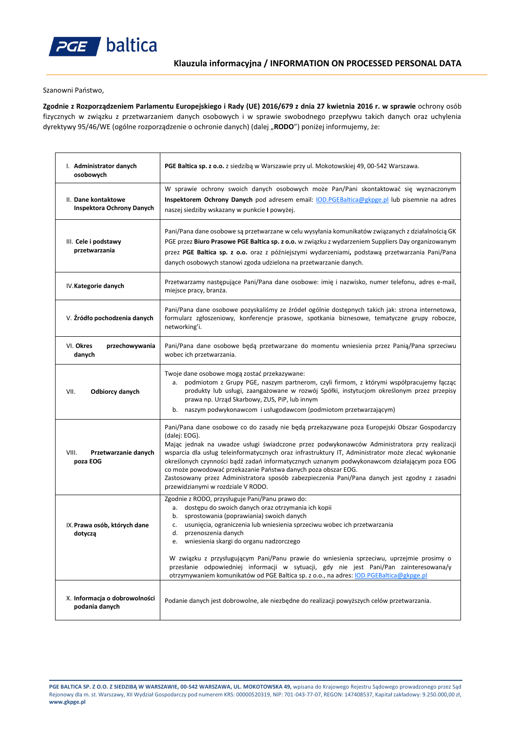## Klauzula informacyjna / INFORMATION ON PROCESSED PERSONAL DATA

Szanowni Państwo,

**Zgodnie z Rozporządzeniem Parlamentu Europejskiego i Rady (UE) 2016/679 z dnia 27 kwietnia 2016 r. w sprawie** ochrony osób fizycznych w związku z przetwarzaniem danych osobowych i w sprawie swobodnego przepływu takich danych oraz uchylenia dyrektywy 95/46/WE (ogólne rozporządzenie o ochronie danych) (dalej „**RODO**") poniżej informujemy, że:

| | |
|---|---|
| I. **Administrator danych osobowych** | **PGE Baltica sp. z o.o.** z siedzibą w Warszawie przy ul. Mokotowskiej 49, 00-542 Warszawa. |
| II. **Dane kontaktowe Inspektora Ochrony Danych** | W sprawie ochrony swoich danych osobowych może Pan/Pani skontaktować się wyznaczonym **Inspektorem Ochrony Danych** pod adresem email: IOD.PGEBaltica@gkpge.pl lub pisemnie na adres naszej siedziby wskazany w punkcie **I** powyżej. |
| III. **Cele i podstawy przetwarzania** | Pani/Pana dane osobowe są przetwarzane w celu wysyłania komunikatów związanych z działalnością GK PGE przez **Biuro Prasowe PGE Baltica sp. z o.o.** w związku z wydarzeniem Suppliers Day organizowanym przez **PGE Baltica sp. z o.o.** oraz z późniejszymi wydarzeniami**,** podstawą przetwarzania Pani/Pana danych osobowych stanowi zgoda udzielona na przetwarzanie danych. |
| IV. **Kategorie danych** | Przetwarzamy następujące Pani/Pana dane osobowe: imię i nazwisko, numer telefonu, adres e-mail, miejsce pracy, branża. |
| V. **Źródło pochodzenia danych** | Pani/Pana dane osobowe pozyskaliśmy ze źródeł ogólnie dostępnych takich jak: strona internetowa, formularz zgłoszeniowy, konferencje prasowe, spotkania biznesowe, tematyczne grupy robocze, networking'i. |
| VI. **Okres przechowywania danych** | Pani/Pana dane osobowe będą przetwarzane do momentu wniesienia przez Panią/Pana sprzeciwu wobec ich przetwarzania. |
| VII. **Odbiorcy danych** | Twoje dane osobowe mogą zostać przekazywane:<br>a. podmiotom z Grupy PGE, naszym partnerom, czyli firmom, z którymi współpracujemy łącząc produkty lub usługi, zaangażowane w rozwój Spółki, instytucjom określonym przez przepisy prawa np. Urząd Skarbowy, ZUS, PiP, lub innym<br>b. naszym podwykonawcom i usługodawcom (podmiotom przetwarzającym) |
| VIII. **Przetwarzanie danych poza EOG** | Pani/Pana dane osobowe co do zasady nie będą przekazywane poza Europejski Obszar Gospodarczy (dalej: EOG).<br>Mając jednak na uwadze usługi świadczone przez podwykonawców Administratora przy realizacji wsparcia dla usług teleinformatycznych oraz infrastruktury IT, Administrator może zlecać wykonanie określonych czynności bądź zadań informatycznych uznanym podwykonawcom działającym poza EOG co może powodować przekazanie Państwa danych poza obszar EOG.<br>Zastosowany przez Administratora sposób zabezpieczenia Pani/Pana danych jest zgodny z zasadni przewidzianymi w rozdziale V RODO. |
| IX. **Prawa osób, których dane dotyczą** | Zgodnie z RODO, przysługuje Pani/Panu prawo do:<br>a. dostępu do swoich danych oraz otrzymania ich kopii<br>b. sprostowania (poprawiania) swoich danych<br>c. usunięcia, ograniczenia lub wniesienia sprzeciwu wobec ich przetwarzania<br>d. przenoszenia danych<br>e. wniesienia skargi do organu nadzorczego<br><br>W związku z przysługującym Pani/Panu prawie do wniesienia sprzeciwu, uprzejmie prosimy o przesłanie odpowiedniej informacji w sytuacji, gdy nie jest Pani/Pan zainteresowana/y otrzymywaniem komunikatów od PGE Baltica sp. z o.o., na adres: IOD.PGEBaltica@gkpge.pl |
| X. **Informacja o dobrowolności podania danych** | Podanie danych jest dobrowolne, ale niezbędne do realizacji powyższych celów przetwarzania. |

**PGE BALTICA SP. Z O.O. Z SIEDZIBĄ W WARSZAWIE, 00-542 WARSZAWA, UL. MOKOTOWSKA 49,** wpisana do Krajowego Rejestru Sądowego prowadzonego przez Sąd Rejonowy dla m. st. Warszawy, XII Wydział Gospodarczy pod numerem KRS: 00000520319, NIP: 701-043-77-07, REGON: 147408537, Kapitał zakładowy: 9.250.000,00 zł, **www.gkpge.pl**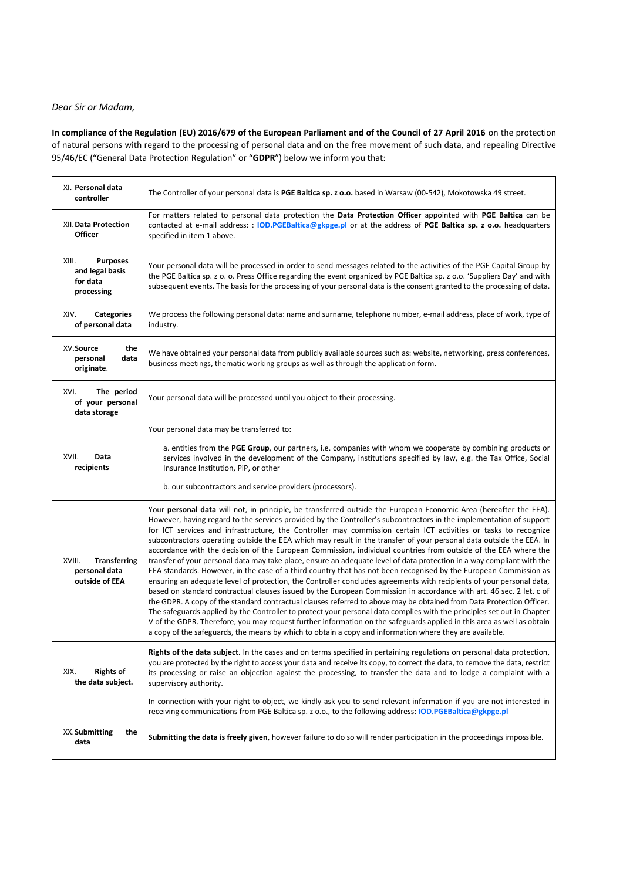*Dear Sir or Madam,*

**In compliance of the Regulation (EU) 2016/679 of the European Parliament and of the Council of 27 April 2016** on the protection of natural persons with regard to the processing of personal data and on the free movement of such data, and repealing Directive 95/46/EC ("General Data Protection Regulation" or "**GDPR**") below we inform you that:

| | |
|---|---|
| XI. **Personal data controller** | The Controller of your personal data is **PGE Baltica sp. z o.o.** based in Warsaw (00-542), Mokotowska 49 street. |
| XII. **Data Protection Officer** | For matters related to personal data protection the **Data Protection Officer** appointed with **PGE Baltica** can be contacted at e-mail address: : **IOD.PGEBaltica@gkpge.pl** or at the address of **PGE Baltica sp. z o.o.** headquarters specified in item 1 above. |
| XIII. **Purposes and legal basis for data processing** | Your personal data will be processed in order to send messages related to the activities of the PGE Capital Group by the PGE Baltica sp. z o. o. Press Office regarding the event organized by PGE Baltica sp. z o.o. 'Suppliers Day' and with subsequent events. The basis for the processing of your personal data is the consent granted to the processing of data. |
| XIV. **Categories of personal data** | We process the following personal data: name and surname, telephone number, e-mail address, place of work, type of industry. |
| XV. **Source the personal data originate**. | We have obtained your personal data from publicly available sources such as: website, networking, press conferences, business meetings, thematic working groups as well as through the application form. |
| XVI. **The period of your personal data storage** | Your personal data will be processed until you object to their processing. |
| XVII. **Data recipients** | Your personal data may be transferred to:<br><br>a. entities from the **PGE Group**, our partners, i.e. companies with whom we cooperate by combining products or services involved in the development of the Company, institutions specified by law, e.g. the Tax Office, Social Insurance Institution, PiP, or other<br><br>b. our subcontractors and service providers (processors). |
| XVIII. **Transferring personal data outside of EEA** | Your **personal data** will not, in principle, be transferred outside the European Economic Area (hereafter the EEA). However, having regard to the services provided by the Controller's subcontractors in the implementation of support for ICT services and infrastructure, the Controller may commission certain ICT activities or tasks to recognize subcontractors operating outside the EEA which may result in the transfer of your personal data outside the EEA. In accordance with the decision of the European Commission, individual countries from outside of the EEA where the transfer of your personal data may take place, ensure an adequate level of data protection in a way compliant with the EEA standards. However, in the case of a third country that has not been recognised by the European Commission as ensuring an adequate level of protection, the Controller concludes agreements with recipients of your personal data, based on standard contractual clauses issued by the European Commission in accordance with art. 46 sec. 2 let. c of the GDPR. A copy of the standard contractual clauses referred to above may be obtained from Data Protection Officer. The safeguards applied by the Controller to protect your personal data complies with the principles set out in Chapter V of the GDPR. Therefore, you may request further information on the safeguards applied in this area as well as obtain a copy of the safeguards, the means by which to obtain a copy and information where they are available. |
| XIX. **Rights of the data subject.** | **Rights of the data subject.** In the cases and on terms specified in pertaining regulations on personal data protection, you are protected by the right to access your data and receive its copy, to correct the data, to remove the data, restrict its processing or raise an objection against the processing, to transfer the data and to lodge a complaint with a supervisory authority.<br><br>In connection with your right to object, we kindly ask you to send relevant information if you are not interested in receiving communications from PGE Baltica sp. z o.o., to the following address: **IOD.PGEBaltica@gkpge.pl** |
| XX. **Submitting the data** | **Submitting the data is freely given**, however failure to do so will render participation in the proceedings impossible. |